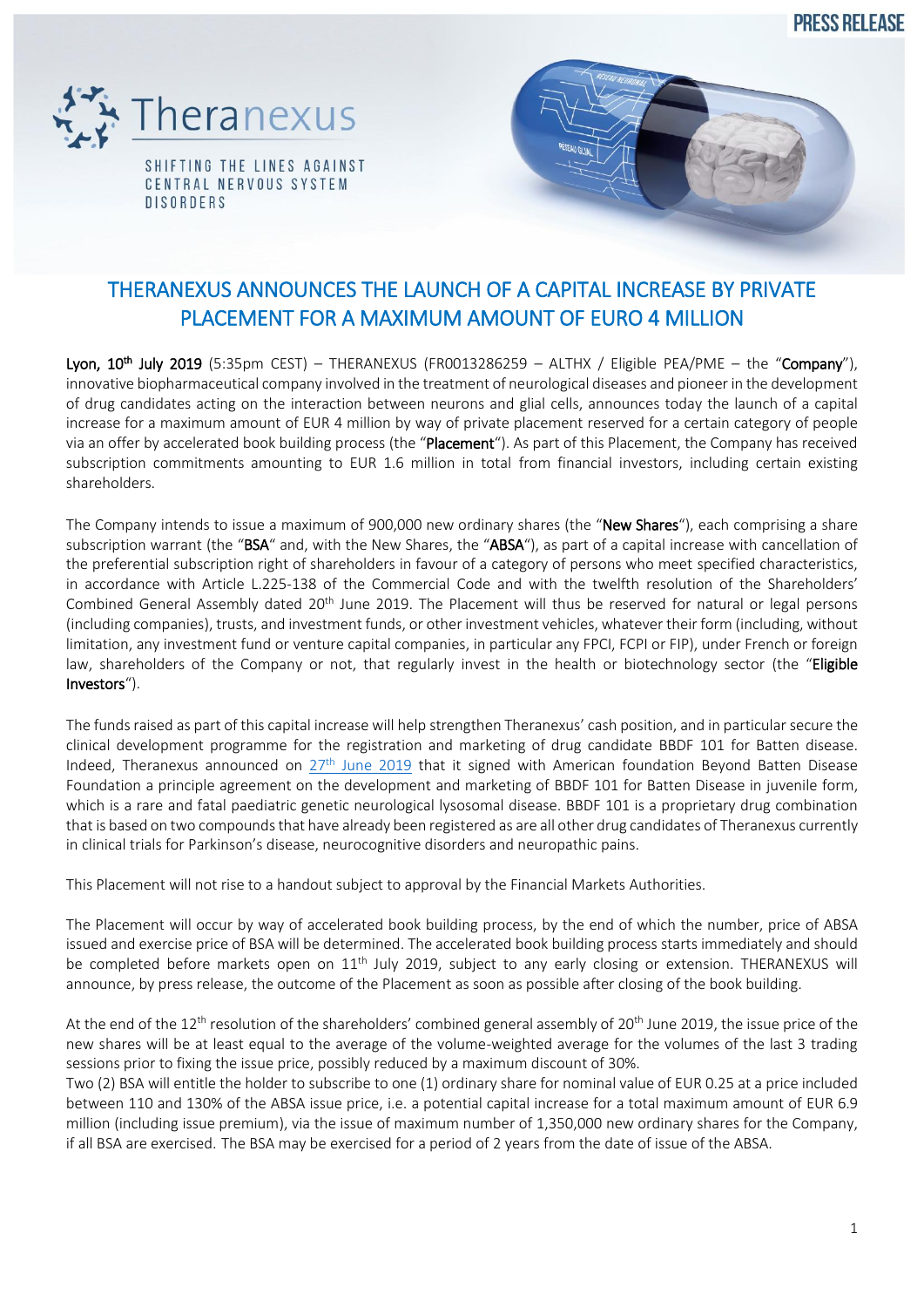PRESS RELEASE

Theranexus

SHIFTING THE LINES AGAINST CENTRAL NERVOUS SYSTEM DISORDERS

# THERANEXUS ANNOUNCES THE LAUNCH OF A CAPITAL INCREASE BY PRIVATE PLACEMENT FOR A MAXIMUM AMOUNT OF EURO 4 MILLION

**Lyon, 10th July 2019** (5:35pm CEST) – THERANEXUS (FR0013286259 – ALTHX / Eligible PEA/PME – the "**Company**"), innovative biopharmaceutical company involved in the treatment of neurological diseases and pioneer in the development of drug candidates acting on the interaction between neurons and glial cells, announces today the launch of a capital increase for a maximum amount of EUR 4 million by way of private placement reserved for a certain category of people via an offer by accelerated book building process (the "**Placement**"). As part of this Placement, the Company has received subscription commitments amounting to EUR 1.6 million in total from financial investors, including certain existing shareholders.

The Company intends to issue a maximum of 900,000 new ordinary shares (the "**New Shares**"), each comprising a share subscription warrant (the "**BSA**" and, with the New Shares, the "**ABSA**"), as part of a capital increase with cancellation of the preferential subscription right of shareholders in favour of a category of persons who meet specified characteristics, in accordance with Article L.225-138 of the Commercial Code and with the twelfth resolution of the Shareholders' Combined General Assembly dated 20th June 2019. The Placement will thus be reserved for natural or legal persons (including companies), trusts, and investment funds, or other investment vehicles, whatever their form (including, without limitation, any investment fund or venture capital companies, in particular any FPCI, FCPI or FIP), under French or foreign law, shareholders of the Company or not, that regularly invest in the health or biotechnology sector (the "**Eligible Investors**").

The funds raised as part of this capital increase will help strengthen Theranexus' cash position, and in particular secure the clinical development programme for the registration and marketing of drug candidate BBDF 101 for Batten disease. Indeed, Theranexus announced on 27th June 2019 that it signed with American foundation Beyond Batten Disease Foundation a principle agreement on the development and marketing of BBDF 101 for Batten Disease in juvenile form, which is a rare and fatal paediatric genetic neurological lysosomal disease. BBDF 101 is a proprietary drug combination that is based on two compounds that have already been registered as are all other drug candidates of Theranexus currently in clinical trials for Parkinson's disease, neurocognitive disorders and neuropathic pains.

This Placement will not rise to a handout subject to approval by the Financial Markets Authorities.

The Placement will occur by way of accelerated book building process, by the end of which the number, price of ABSA issued and exercise price of BSA will be determined. The accelerated book building process starts immediately and should be completed before markets open on 11th July 2019, subject to any early closing or extension. THERANEXUS will announce, by press release, the outcome of the Placement as soon as possible after closing of the book building.

At the end of the 12th resolution of the shareholders' combined general assembly of 20th June 2019, the issue price of the new shares will be at least equal to the average of the volume-weighted average for the volumes of the last 3 trading sessions prior to fixing the issue price, possibly reduced by a maximum discount of 30%.
Two (2) BSA will entitle the holder to subscribe to one (1) ordinary share for nominal value of EUR 0.25 at a price included between 110 and 130% of the ABSA issue price, i.e. a potential capital increase for a total maximum amount of EUR 6.9 million (including issue premium), via the issue of maximum number of 1,350,000 new ordinary shares for the Company, if all BSA are exercised. The BSA may be exercised for a period of 2 years from the date of issue of the ABSA.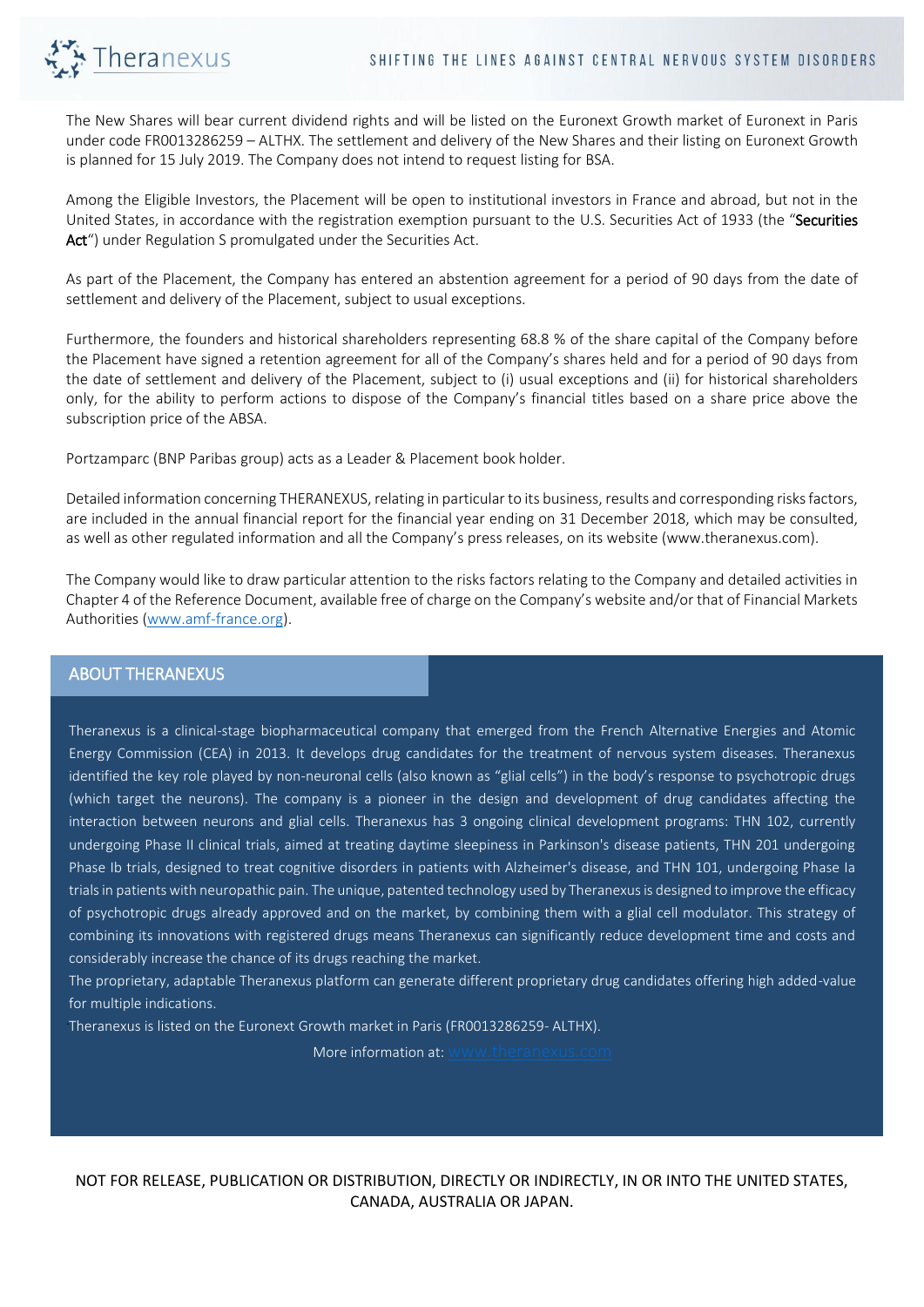The New Shares will bear current dividend rights and will be listed on the Euronext Growth market of Euronext in Paris under code FR0013286259 – ALTHX. The settlement and delivery of the New Shares and their listing on Euronext Growth is planned for 15 July 2019. The Company does not intend to request listing for BSA.

Among the Eligible Investors, the Placement will be open to institutional investors in France and abroad, but not in the United States, in accordance with the registration exemption pursuant to the U.S. Securities Act of 1933 (the "**Securities Act**") under Regulation S promulgated under the Securities Act.

As part of the Placement, the Company has entered an abstention agreement for a period of 90 days from the date of settlement and delivery of the Placement, subject to usual exceptions.

Furthermore, the founders and historical shareholders representing 68.8 % of the share capital of the Company before the Placement have signed a retention agreement for all of the Company's shares held and for a period of 90 days from the date of settlement and delivery of the Placement, subject to (i) usual exceptions and (ii) for historical shareholders only, for the ability to perform actions to dispose of the Company's financial titles based on a share price above the subscription price of the ABSA.

Portzamparc (BNP Paribas group) acts as a Leader & Placement book holder.

Detailed information concerning THERANEXUS, relating in particular to its business, results and corresponding risks factors, are included in the annual financial report for the financial year ending on 31 December 2018, which may be consulted, as well as other regulated information and all the Company's press releases, on its website (www.theranexus.com).

The Company would like to draw particular attention to the risks factors relating to the Company and detailed activities in Chapter 4 of the Reference Document, available free of charge on the Company's website and/or that of Financial Markets Authorities (www.amf-france.org).

## ABOUT THERANEXUS

Theranexus is a clinical-stage biopharmaceutical company that emerged from the French Alternative Energies and Atomic Energy Commission (CEA) in 2013. It develops drug candidates for the treatment of nervous system diseases. Theranexus identified the key role played by non-neuronal cells (also known as "glial cells") in the body's response to psychotropic drugs (which target the neurons). The company is a pioneer in the design and development of drug candidates affecting the interaction between neurons and glial cells. Theranexus has 3 ongoing clinical development programs: THN 102, currently undergoing Phase II clinical trials, aimed at treating daytime sleepiness in Parkinson's disease patients, THN 201 undergoing Phase Ib trials, designed to treat cognitive disorders in patients with Alzheimer's disease, and THN 101, undergoing Phase Ia trials in patients with neuropathic pain. The unique, patented technology used by Theranexus is designed to improve the efficacy of psychotropic drugs already approved and on the market, by combining them with a glial cell modulator. This strategy of combining its innovations with registered drugs means Theranexus can significantly reduce development time and costs and considerably increase the chance of its drugs reaching the market.

The proprietary, adaptable Theranexus platform can generate different proprietary drug candidates offering high added-value for multiple indications.

Theranexus is listed on the Euronext Growth market in Paris (FR0013286259- ALTHX).

More information at: www.theranexus.com

NOT FOR RELEASE, PUBLICATION OR DISTRIBUTION, DIRECTLY OR INDIRECTLY, IN OR INTO THE UNITED STATES, CANADA, AUSTRALIA OR JAPAN.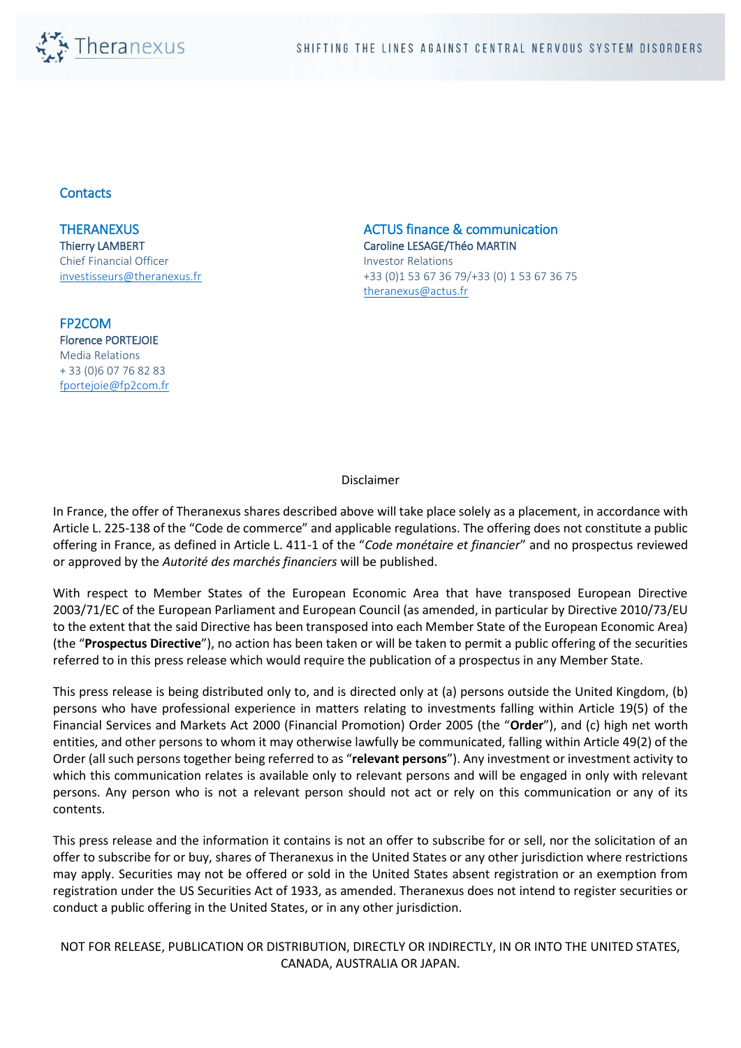## Contacts

**THERANEXUS**
Thierry LAMBERT
Chief Financial Officer
investisseurs@theranexus.fr

**ACTUS finance & communication**
Caroline LESAGE/Théo MARTIN
Investor Relations
+33 (0)1 53 67 36 79/+33 (0) 1 53 67 36 75
theranexus@actus.fr

**FP2COM**
Florence PORTEJOIE
Media Relations
+ 33 (0)6 07 76 82 83
fportejoie@fp2com.fr

Disclaimer

In France, the offer of Theranexus shares described above will take place solely as a placement, in accordance with Article L. 225-138 of the "Code de commerce" and applicable regulations. The offering does not constitute a public offering in France, as defined in Article L. 411-1 of the "*Code monétaire et financier*" and no prospectus reviewed or approved by the *Autorité des marchés financiers* will be published.

With respect to Member States of the European Economic Area that have transposed European Directive 2003/71/EC of the European Parliament and European Council (as amended, in particular by Directive 2010/73/EU to the extent that the said Directive has been transposed into each Member State of the European Economic Area) (the "**Prospectus Directive**"), no action has been taken or will be taken to permit a public offering of the securities referred to in this press release which would require the publication of a prospectus in any Member State.

This press release is being distributed only to, and is directed only at (a) persons outside the United Kingdom, (b) persons who have professional experience in matters relating to investments falling within Article 19(5) of the Financial Services and Markets Act 2000 (Financial Promotion) Order 2005 (the "**Order**"), and (c) high net worth entities, and other persons to whom it may otherwise lawfully be communicated, falling within Article 49(2) of the Order (all such persons together being referred to as "**relevant persons**"). Any investment or investment activity to which this communication relates is available only to relevant persons and will be engaged in only with relevant persons. Any person who is not a relevant person should not act or rely on this communication or any of its contents.

This press release and the information it contains is not an offer to subscribe for or sell, nor the solicitation of an offer to subscribe for or buy, shares of Theranexus in the United States or any other jurisdiction where restrictions may apply. Securities may not be offered or sold in the United States absent registration or an exemption from registration under the US Securities Act of 1933, as amended. Theranexus does not intend to register securities or conduct a public offering in the United States, or in any other jurisdiction.

NOT FOR RELEASE, PUBLICATION OR DISTRIBUTION, DIRECTLY OR INDIRECTLY, IN OR INTO THE UNITED STATES, CANADA, AUSTRALIA OR JAPAN.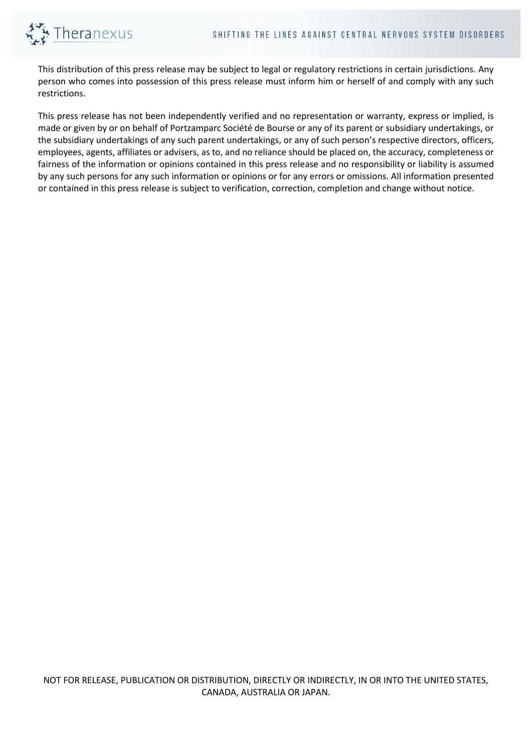This distribution of this press release may be subject to legal or regulatory restrictions in certain jurisdictions. Any person who comes into possession of this press release must inform him or herself of and comply with any such restrictions.

This press release has not been independently verified and no representation or warranty, express or implied, is made or given by or on behalf of Portzamparc Société de Bourse or any of its parent or subsidiary undertakings, or the subsidiary undertakings of any such parent undertakings, or any of such person's respective directors, officers, employees, agents, affiliates or advisers, as to, and no reliance should be placed on, the accuracy, completeness or fairness of the information or opinions contained in this press release and no responsibility or liability is assumed by any such persons for any such information or opinions or for any errors or omissions. All information presented or contained in this press release is subject to verification, correction, completion and change without notice.

NOT FOR RELEASE, PUBLICATION OR DISTRIBUTION, DIRECTLY OR INDIRECTLY, IN OR INTO THE UNITED STATES, CANADA, AUSTRALIA OR JAPAN.